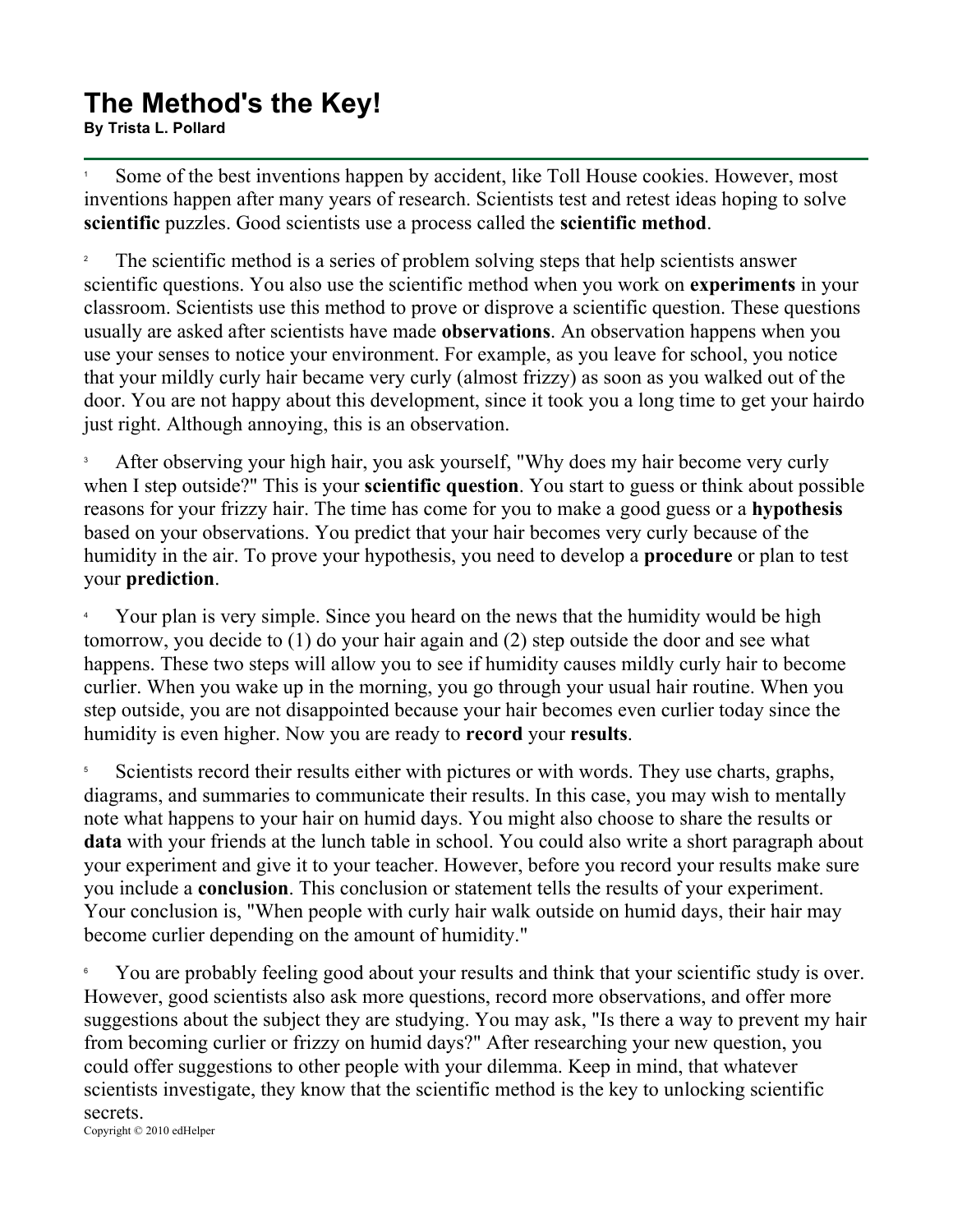# The Method's the Key!

**By Trista L. Pollard**

[1] Some of the best inventions happen by accident, like Toll House cookies. However, most inventions happen after many years of research. Scientists test and retest ideas hoping to solve **scientific** puzzles. Good scientists use a process called the **scientific method**.

[2] The scientific method is a series of problem solving steps that help scientists answer scientific questions. You also use the scientific method when you work on **experiments** in your classroom. Scientists use this method to prove or disprove a scientific question. These questions usually are asked after scientists have made **observations**. An observation happens when you use your senses to notice your environment. For example, as you leave for school, you notice that your mildly curly hair became very curly (almost frizzy) as soon as you walked out of the door. You are not happy about this development, since it took you a long time to get your hairdo just right. Although annoying, this is an observation.

[3] After observing your high hair, you ask yourself, "Why does my hair become very curly when I step outside?" This is your **scientific question**. You start to guess or think about possible reasons for your frizzy hair. The time has come for you to make a good guess or a **hypothesis** based on your observations. You predict that your hair becomes very curly because of the humidity in the air. To prove your hypothesis, you need to develop a **procedure** or plan to test your **prediction**.

[4] Your plan is very simple. Since you heard on the news that the humidity would be high tomorrow, you decide to (1) do your hair again and (2) step outside the door and see what happens. These two steps will allow you to see if humidity causes mildly curly hair to become curlier. When you wake up in the morning, you go through your usual hair routine. When you step outside, you are not disappointed because your hair becomes even curlier today since the humidity is even higher. Now you are ready to **record** your **results**.

[5] Scientists record their results either with pictures or with words. They use charts, graphs, diagrams, and summaries to communicate their results. In this case, you may wish to mentally note what happens to your hair on humid days. You might also choose to share the results or **data** with your friends at the lunch table in school. You could also write a short paragraph about your experiment and give it to your teacher. However, before you record your results make sure you include a **conclusion**. This conclusion or statement tells the results of your experiment. Your conclusion is, "When people with curly hair walk outside on humid days, their hair may become curlier depending on the amount of humidity."

[6] You are probably feeling good about your results and think that your scientific study is over. However, good scientists also ask more questions, record more observations, and offer more suggestions about the subject they are studying. You may ask, "Is there a way to prevent my hair from becoming curlier or frizzy on humid days?" After researching your new question, you could offer suggestions to other people with your dilemma. Keep in mind, that whatever scientists investigate, they know that the scientific method is the key to unlocking scientific secrets.

Copyright © 2010 edHelper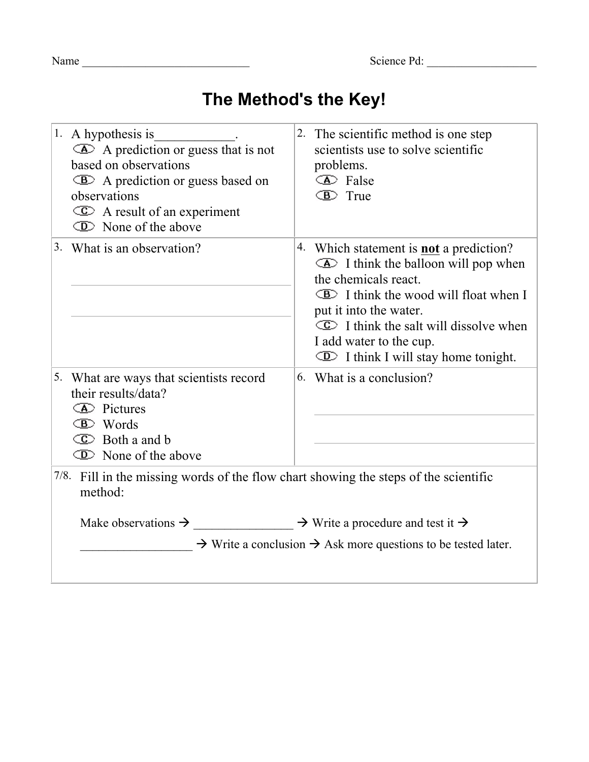Name _____________________________ Science Pd: ___________________

# The Method's the Key!

1. A hypothesis is____________.
   - (A) A prediction or guess that is not based on observations
   - (B) A prediction or guess based on observations
   - (C) A result of an experiment
   - (D) None of the above

2. The scientific method is one step scientists use to solve scientific problems.
   - (A) False
   - (B) True

3. What is an observation?

   ________________________________________

   ________________________________________

4. Which statement is **not** a prediction?
   - (A) I think the balloon will pop when the chemicals react.
   - (B) I think the wood will float when I put it into the water.
   - (C) I think the salt will dissolve when I add water to the cup.
   - (D) I think I will stay home tonight.

5. What are ways that scientists record their results/data?
   - (A) Pictures
   - (B) Words
   - (C) Both a and b
   - (D) None of the above

6. What is a conclusion?

   ________________________________________

   ________________________________________

7/8. Fill in the missing words of the flow chart showing the steps of the scientific method:

Make observations → _______________ → Write a procedure and test it → _________________ → Write a conclusion → Ask more questions to be tested later.